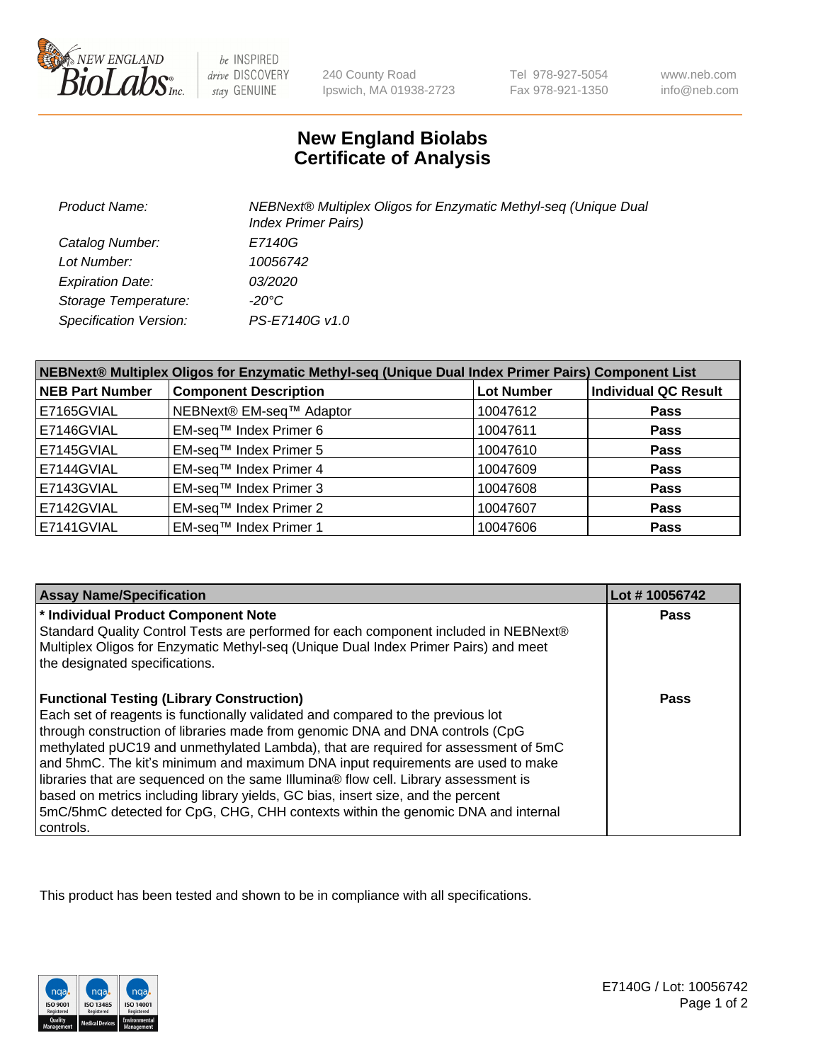# New England Biolabs
# Certificate of Analysis

| | |
|---|---|
| *Product Name:* | *NEBNext® Multiplex Oligos for Enzymatic Methyl-seq (Unique Dual Index Primer Pairs)* |
| *Catalog Number:* | *E7140G* |
| *Lot Number:* | *10056742* |
| *Expiration Date:* | *03/2020* |
| *Storage Temperature:* | *-20°C* |
| *Specification Version:* | *PS-E7140G v1.0* |

| NEBNext® Multiplex Oligos for Enzymatic Methyl-seq (Unique Dual Index Primer Pairs) Component List | | | |
|---|---|---|---|
| **NEB Part Number** | **Component Description** | **Lot Number** | **Individual QC Result** |
| E7165GVIAL | NEBNext® EM-seq™ Adaptor | 10047612 | **Pass** |
| E7146GVIAL | EM-seq™ Index Primer 6 | 10047611 | **Pass** |
| E7145GVIAL | EM-seq™ Index Primer 5 | 10047610 | **Pass** |
| E7144GVIAL | EM-seq™ Index Primer 4 | 10047609 | **Pass** |
| E7143GVIAL | EM-seq™ Index Primer 3 | 10047608 | **Pass** |
| E7142GVIAL | EM-seq™ Index Primer 2 | 10047607 | **Pass** |
| E7141GVIAL | EM-seq™ Index Primer 1 | 10047606 | **Pass** |

| Assay Name/Specification | Lot # 10056742 |
|---|---|
| **\* Individual Product Component Note**<br>Standard Quality Control Tests are performed for each component included in NEBNext® Multiplex Oligos for Enzymatic Methyl-seq (Unique Dual Index Primer Pairs) and meet the designated specifications. | **Pass** |
| **Functional Testing (Library Construction)**<br>Each set of reagents is functionally validated and compared to the previous lot through construction of libraries made from genomic DNA and DNA controls (CpG methylated pUC19 and unmethylated Lambda), that are required for assessment of 5mC and 5hmC. The kit's minimum and maximum DNA input requirements are used to make libraries that are sequenced on the same Illumina® flow cell. Library assessment is based on metrics including library yields, GC bias, insert size, and the percent 5mC/5hmC detected for CpG, CHG, CHH contexts within the genomic DNA and internal controls. | **Pass** |

This product has been tested and shown to be in compliance with all specifications.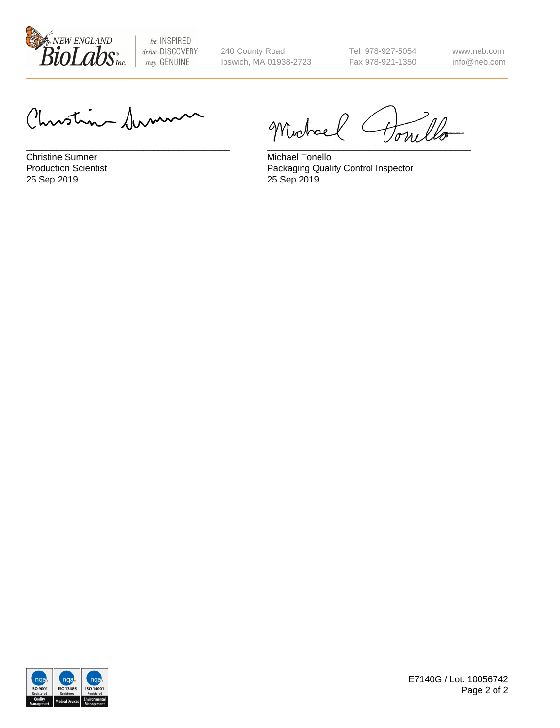Christine Sumner
Production Scientist
25 Sep 2019

Michael Tonello
Packaging Quality Control Inspector
25 Sep 2019

E7140G / Lot: 10056742